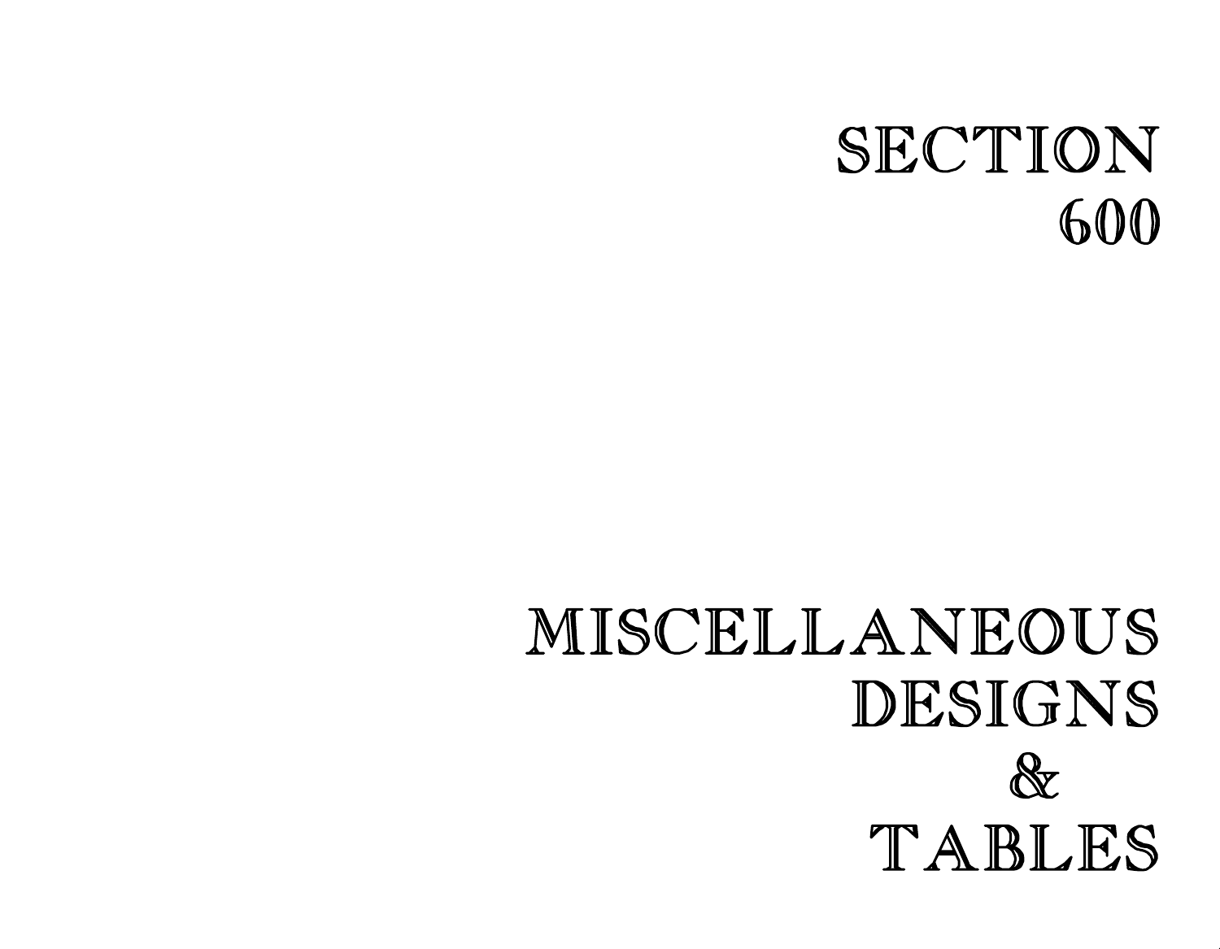# SECTION 600

# MISCELLANEOUS DESIGNS & TABLES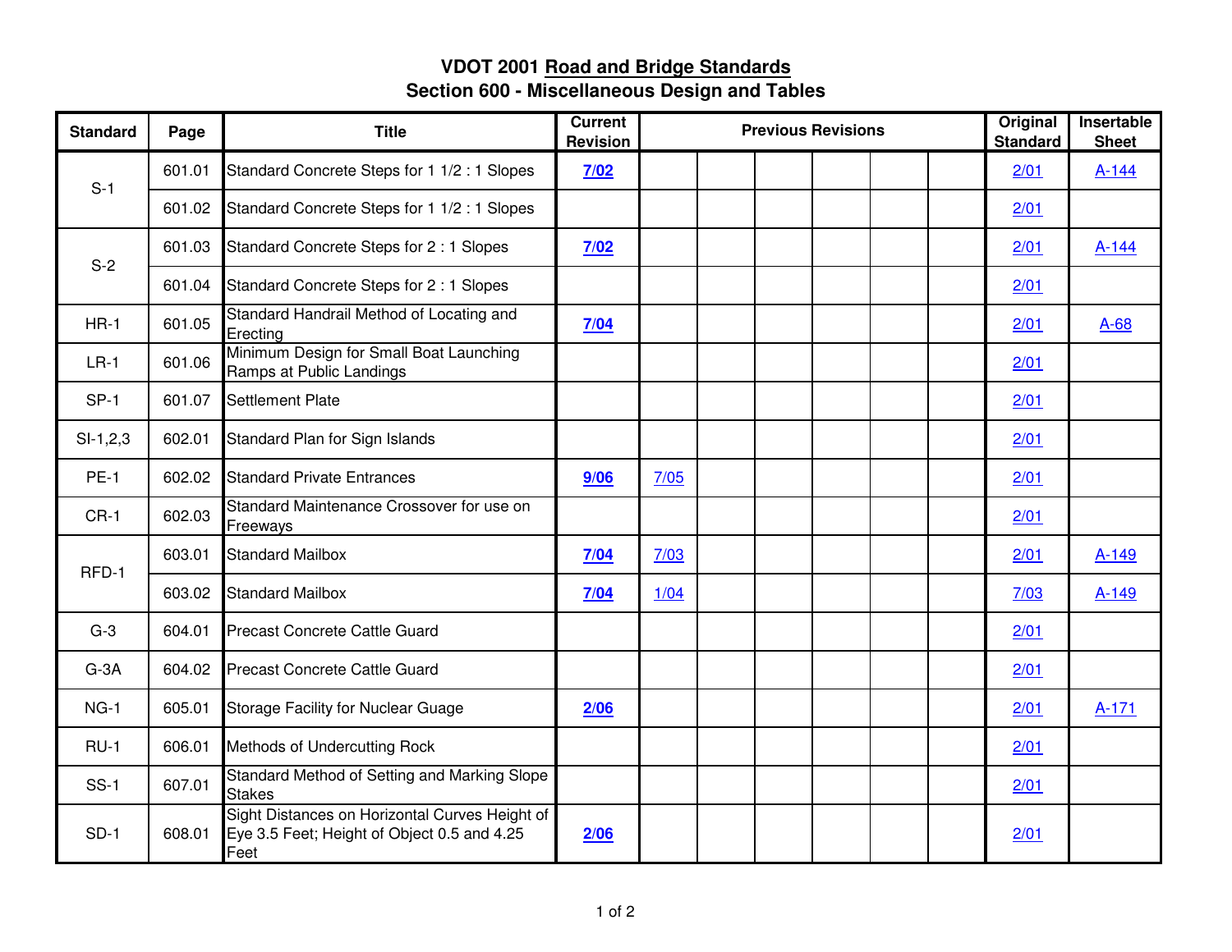# VDOT 2001 Road and Bridge Standards
## Section 600 - Miscellaneous Design and Tables

| Standard | Page | Title | Current Revision | Previous Revisions | | | | | | Original Standard | Insertable Sheet |
|---|---|---|---|---|---|---|---|---|---|---|---|
| S-1 | 601.01 | Standard Concrete Steps for 1 1/2 : 1 Slopes | **7/02** | | | | | | | 2/01 | A-144 |
| | 601.02 | Standard Concrete Steps for 1 1/2 : 1 Slopes | | | | | | | | 2/01 | |
| S-2 | 601.03 | Standard Concrete Steps for 2 : 1 Slopes | **7/02** | | | | | | | 2/01 | A-144 |
| | 601.04 | Standard Concrete Steps for 2 : 1 Slopes | | | | | | | | 2/01 | |
| HR-1 | 601.05 | Standard Handrail Method of Locating and Erecting | **7/04** | | | | | | | 2/01 | A-68 |
| LR-1 | 601.06 | Minimum Design for Small Boat Launching Ramps at Public Landings | | | | | | | | 2/01 | |
| SP-1 | 601.07 | Settlement Plate | | | | | | | | 2/01 | |
| SI-1,2,3 | 602.01 | Standard Plan for Sign Islands | | | | | | | | 2/01 | |
| PE-1 | 602.02 | Standard Private Entrances | **9/06** | 7/05 | | | | | | 2/01 | |
| CR-1 | 602.03 | Standard Maintenance Crossover for use on Freeways | | | | | | | | 2/01 | |
| RFD-1 | 603.01 | Standard Mailbox | **7/04** | 7/03 | | | | | | 2/01 | A-149 |
| | 603.02 | Standard Mailbox | **7/04** | 1/04 | | | | | | 7/03 | A-149 |
| G-3 | 604.01 | Precast Concrete Cattle Guard | | | | | | | | 2/01 | |
| G-3A | 604.02 | Precast Concrete Cattle Guard | | | | | | | | 2/01 | |
| NG-1 | 605.01 | Storage Facility for Nuclear Guage | **2/06** | | | | | | | 2/01 | A-171 |
| RU-1 | 606.01 | Methods of Undercutting Rock | | | | | | | | 2/01 | |
| SS-1 | 607.01 | Standard Method of Setting and Marking Slope Stakes | | | | | | | | 2/01 | |
| SD-1 | 608.01 | Sight Distances on Horizontal Curves Height of Eye 3.5 Feet; Height of Object 0.5 and 4.25 Feet | **2/06** | | | | | | | 2/01 | |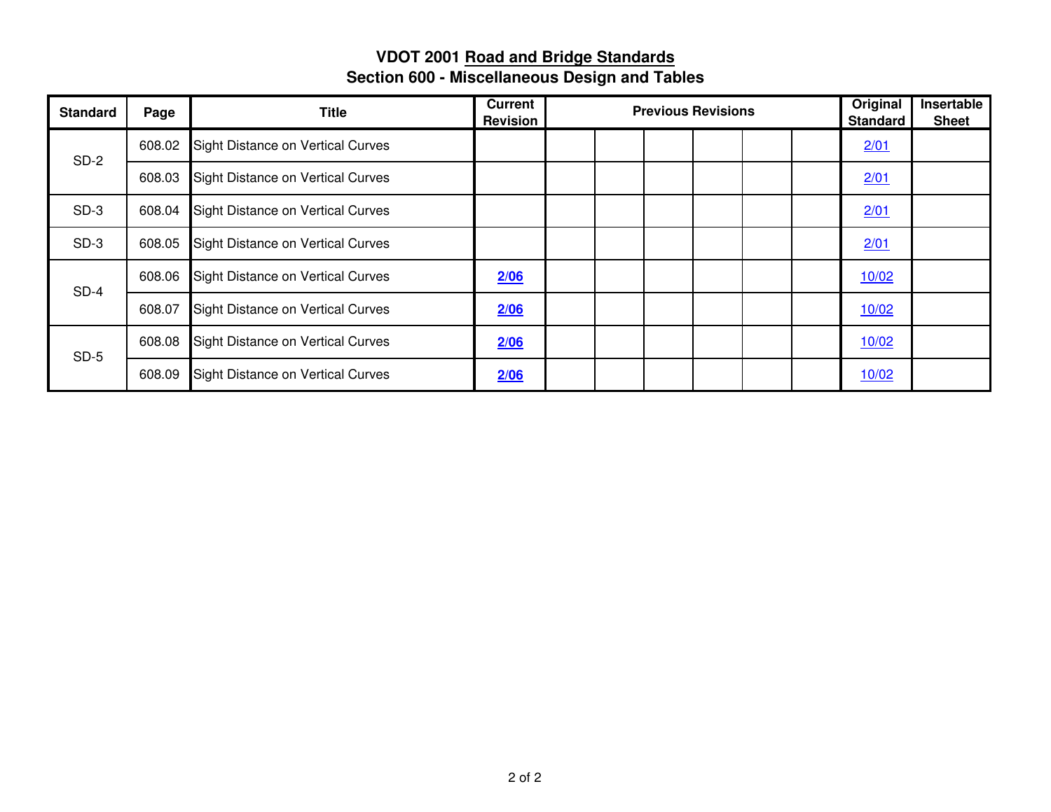# VDOT 2001 Road and Bridge Standards
## Section 600 - Miscellaneous Design and Tables

| Standard | Page | Title | Current Revision | Previous Revisions | | | | | | Original Standard | Insertable Sheet |
|---|---|---|---|---|---|---|---|---|---|---|---|
| SD-2 | 608.02 | Sight Distance on Vertical Curves | | | | | | | | 2/01 | |
| | 608.03 | Sight Distance on Vertical Curves | | | | | | | | 2/01 | |
| SD-3 | 608.04 | Sight Distance on Vertical Curves | | | | | | | | 2/01 | |
| SD-3 | 608.05 | Sight Distance on Vertical Curves | | | | | | | | 2/01 | |
| SD-4 | 608.06 | Sight Distance on Vertical Curves | **2/06** | | | | | | | 10/02 | |
| | 608.07 | Sight Distance on Vertical Curves | **2/06** | | | | | | | 10/02 | |
| SD-5 | 608.08 | Sight Distance on Vertical Curves | **2/06** | | | | | | | 10/02 | |
| | 608.09 | Sight Distance on Vertical Curves | **2/06** | | | | | | | 10/02 | |